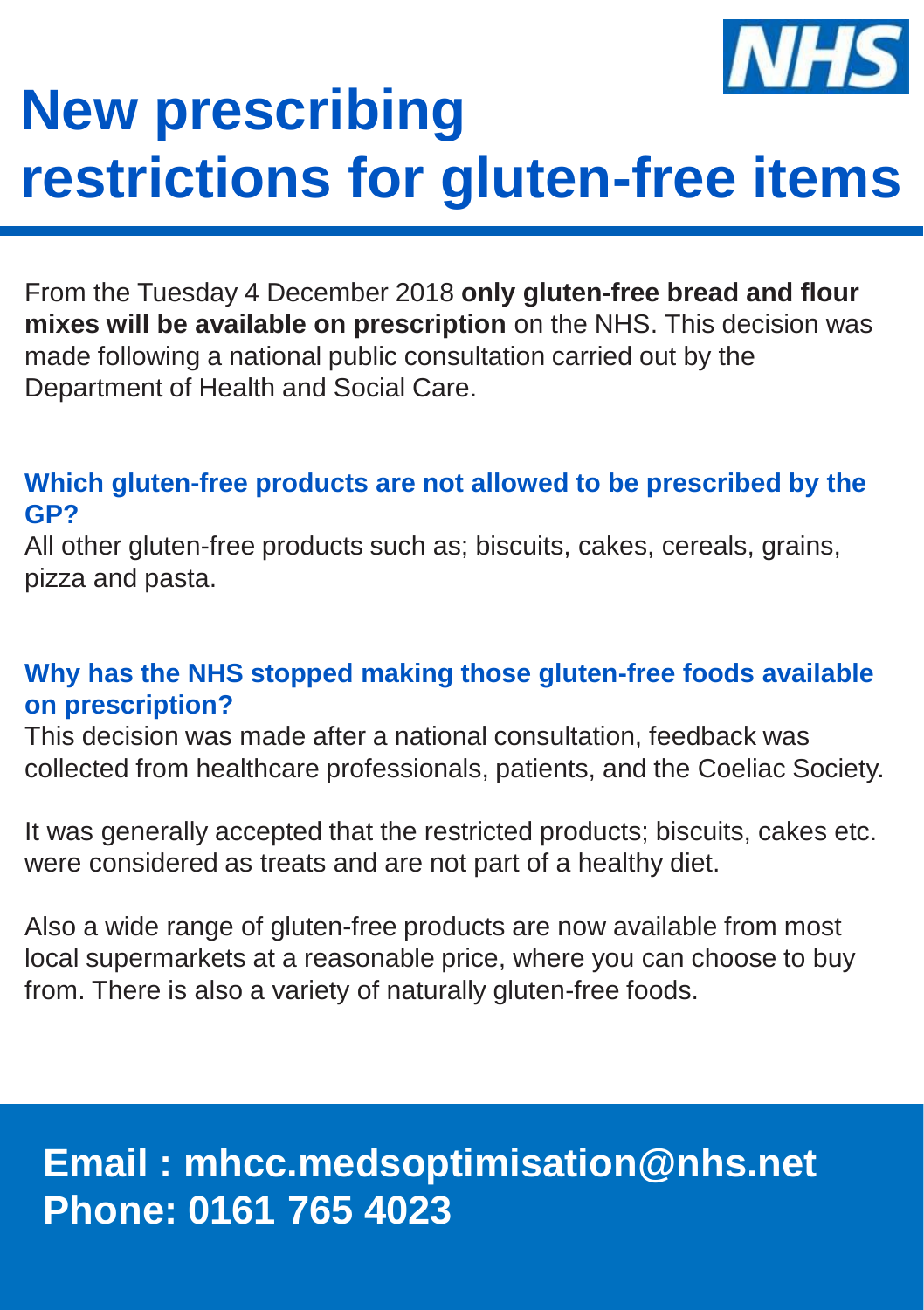NHS

# New prescribing restrictions for gluten-free items

From the Tuesday 4 December 2018 **only gluten-free bread and flour mixes will be available on prescription** on the NHS. This decision was made following a national public consultation carried out by the Department of Health and Social Care.

### Which gluten-free products are not allowed to be prescribed by the GP?

All other gluten-free products such as; biscuits, cakes, cereals, grains, pizza and pasta.

### Why has the NHS stopped making those gluten-free foods available on prescription?

This decision was made after a national consultation, feedback was collected from healthcare professionals, patients, and the Coeliac Society.

It was generally accepted that the restricted products; biscuits, cakes etc. were considered as treats and are not part of a healthy diet.

Also a wide range of gluten-free products are now available from most local supermarkets at a reasonable price, where you can choose to buy from. There is also a variety of naturally gluten-free foods.

**Email : mhcc.medsoptimisation@nhs.net**
**Phone: 0161 765 4023**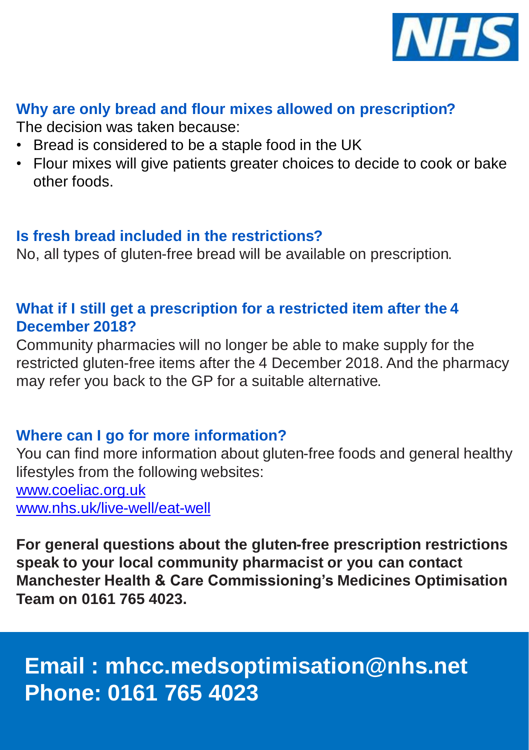### Why are only bread and flour mixes allowed on prescription?

The decision was taken because:

- Bread is considered to be a staple food in the UK
- Flour mixes will give patients greater choices to decide to cook or bake other foods.

### Is fresh bread included in the restrictions?

No, all types of gluten-free bread will be available on prescription.

### What if I still get a prescription for a restricted item after the 4 December 2018?

Community pharmacies will no longer be able to make supply for the restricted gluten-free items after the 4 December 2018. And the pharmacy may refer you back to the GP for a suitable alternative.

### Where can I go for more information?

You can find more information about gluten-free foods and general healthy lifestyles from the following websites:

www.coeliac.org.uk
www.nhs.uk/live-well/eat-well

**For general questions about the gluten-free prescription restrictions speak to your local community pharmacist or you can contact Manchester Health & Care Commissioning's Medicines Optimisation Team on 0161 765 4023.**

**Email : mhcc.medsoptimisation@nhs.net**
**Phone: 0161 765 4023**